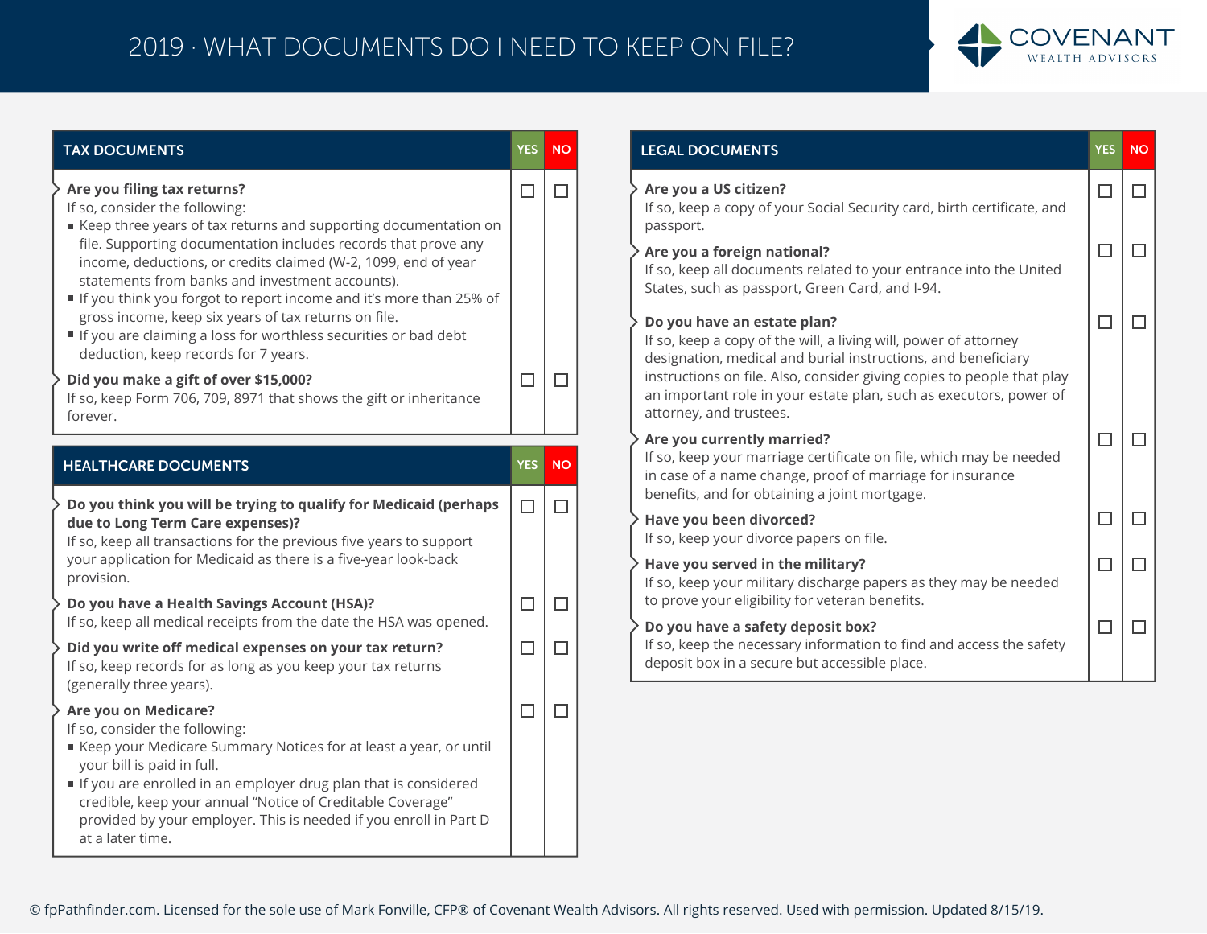# 2019 · WHAT DOCUMENTS DO I NEED TO KEEP ON FILE?

## TAX DOCUMENTS

| | YES | NO |
|---|---|---|
| **Are you filing tax returns?**<br>If so, consider the following:<br>▪ Keep three years of tax returns and supporting documentation on file. Supporting documentation includes records that prove any income, deductions, or credits claimed (W-2, 1099, end of year statements from banks and investment accounts).<br>▪ If you think you forgot to report income and it's more than 25% of gross income, keep six years of tax returns on file.<br>▪ If you are claiming a loss for worthless securities or bad debt deduction, keep records for 7 years. | ☐ | ☐ |
| **Did you make a gift of over $15,000?**<br>If so, keep Form 706, 709, 8971 that shows the gift or inheritance forever. | ☐ | ☐ |

## HEALTHCARE DOCUMENTS

| | YES | NO |
|---|---|---|
| **Do you think you will be trying to qualify for Medicaid (perhaps due to Long Term Care expenses)?**<br>If so, keep all transactions for the previous five years to support your application for Medicaid as there is a five-year look-back provision. | ☐ | ☐ |
| **Do you have a Health Savings Account (HSA)?**<br>If so, keep all medical receipts from the date the HSA was opened. | ☐ | ☐ |
| **Did you write off medical expenses on your tax return?**<br>If so, keep records for as long as you keep your tax returns (generally three years). | ☐ | ☐ |
| **Are you on Medicare?**<br>If so, consider the following:<br>▪ Keep your Medicare Summary Notices for at least a year, or until your bill is paid in full.<br>▪ If you are enrolled in an employer drug plan that is considered credible, keep your annual "Notice of Creditable Coverage" provided by your employer. This is needed if you enroll in Part D at a later time. | ☐ | ☐ |

## LEGAL DOCUMENTS

| | YES | NO |
|---|---|---|
| **Are you a US citizen?**<br>If so, keep a copy of your Social Security card, birth certificate, and passport. | ☐ | ☐ |
| **Are you a foreign national?**<br>If so, keep all documents related to your entrance into the United States, such as passport, Green Card, and I-94. | ☐ | ☐ |
| **Do you have an estate plan?**<br>If so, keep a copy of the will, a living will, power of attorney designation, medical and burial instructions, and beneficiary instructions on file. Also, consider giving copies to people that play an important role in your estate plan, such as executors, power of attorney, and trustees. | ☐ | ☐ |
| **Are you currently married?**<br>If so, keep your marriage certificate on file, which may be needed in case of a name change, proof of marriage for insurance benefits, and for obtaining a joint mortgage. | ☐ | ☐ |
| **Have you been divorced?**<br>If so, keep your divorce papers on file. | ☐ | ☐ |
| **Have you served in the military?**<br>If so, keep your military discharge papers as they may be needed to prove your eligibility for veteran benefits. | ☐ | ☐ |
| **Do you have a safety deposit box?**<br>If so, keep the necessary information to find and access the safety deposit box in a secure but accessible place. | ☐ | ☐ |

© fpPathfinder.com. Licensed for the sole use of Mark Fonville, CFP® of Covenant Wealth Advisors. All rights reserved. Used with permission. Updated 8/15/19.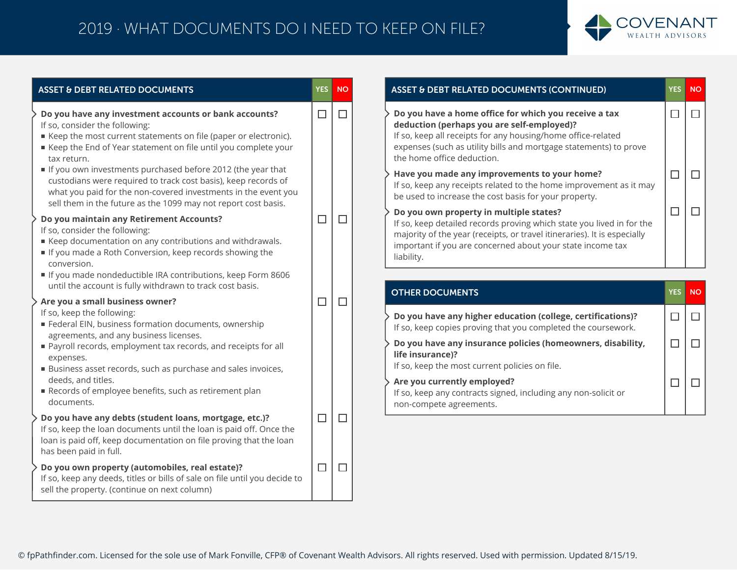# 2019 · WHAT DOCUMENTS DO I NEED TO KEEP ON FILE?

COVENANT WEALTH ADVISORS

## ASSET & DEBT RELATED DOCUMENTS

| ASSET & DEBT RELATED DOCUMENTS | YES | NO |
|---|---|---|
| **Do you have any investment accounts or bank accounts?** If so, consider the following: <br>▪ Keep the most current statements on file (paper or electronic). <br>▪ Keep the End of Year statement on file until you complete your tax return. <br>▪ If you own investments purchased before 2012 (the year that custodians were required to track cost basis), keep records of what you paid for the non-covered investments in the event you sell them in the future as the 1099 may not report cost basis. | ☐ | ☐ |
| **Do you maintain any Retirement Accounts?** If so, consider the following: <br>▪ Keep documentation on any contributions and withdrawals. <br>▪ If you made a Roth Conversion, keep records showing the conversion. <br>▪ If you made nondeductible IRA contributions, keep Form 8606 until the account is fully withdrawn to track cost basis. | ☐ | ☐ |
| **Are you a small business owner?** If so, keep the following: <br>▪ Federal EIN, business formation documents, ownership agreements, and any business licenses. <br>▪ Payroll records, employment tax records, and receipts for all expenses. <br>▪ Business asset records, such as purchase and sales invoices, deeds, and titles. <br>▪ Records of employee benefits, such as retirement plan documents. | ☐ | ☐ |
| **Do you have any debts (student loans, mortgage, etc.)?** If so, keep the loan documents until the loan is paid off. Once the loan is paid off, keep documentation on file proving that the loan has been paid in full. | ☐ | ☐ |
| **Do you own property (automobiles, real estate)?** If so, keep any deeds, titles or bills of sale on file until you decide to sell the property. (continue on next column) | ☐ | ☐ |

## ASSET & DEBT RELATED DOCUMENTS (CONTINUED)

| ASSET & DEBT RELATED DOCUMENTS (CONTINUED) | YES | NO |
|---|---|---|
| **Do you have a home office for which you receive a tax deduction (perhaps you are self-employed)?** If so, keep all receipts for any housing/home office-related expenses (such as utility bills and mortgage statements) to prove the home office deduction. | ☐ | ☐ |
| **Have you made any improvements to your home?** If so, keep any receipts related to the home improvement as it may be used to increase the cost basis for your property. | ☐ | ☐ |
| **Do you own property in multiple states?** If so, keep detailed records proving which state you lived in for the majority of the year (receipts, or travel itineraries). It is especially important if you are concerned about your state income tax liability. | ☐ | ☐ |

## OTHER DOCUMENTS

| OTHER DOCUMENTS | YES | NO |
|---|---|---|
| **Do you have any higher education (college, certifications)?** If so, keep copies proving that you completed the coursework. | ☐ | ☐ |
| **Do you have any insurance policies (homeowners, disability, life insurance)?** If so, keep the most current policies on file. | ☐ | ☐ |
| **Are you currently employed?** If so, keep any contracts signed, including any non-solicit or non-compete agreements. | ☐ | ☐ |

© fpPathfinder.com. Licensed for the sole use of Mark Fonville, CFP® of Covenant Wealth Advisors. All rights reserved. Used with permission. Updated 8/15/19.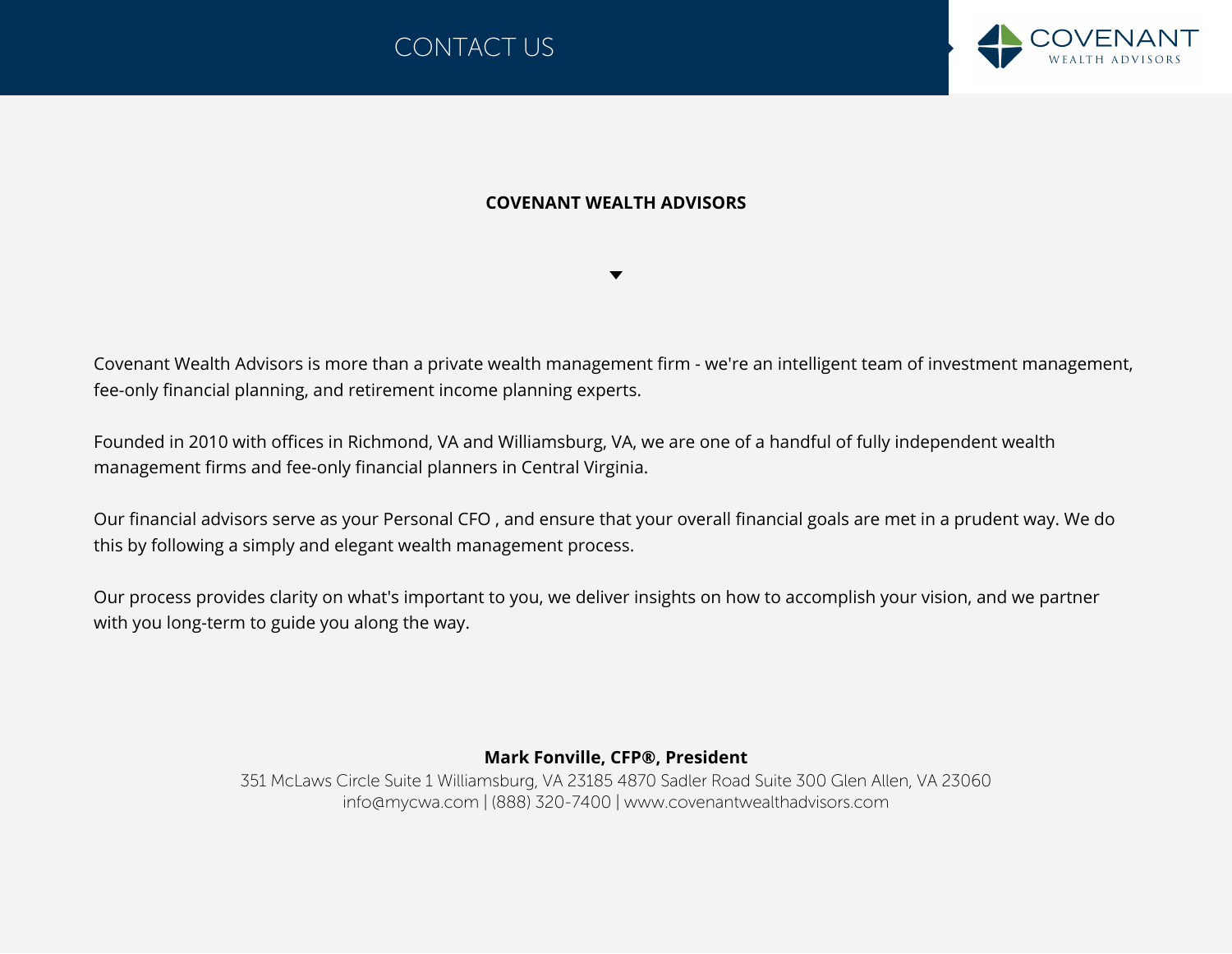# CONTACT US

COVENANT WEALTH ADVISORS

## COVENANT WEALTH ADVISORS

Covenant Wealth Advisors is more than a private wealth management firm - we're an intelligent team of investment management, fee-only financial planning, and retirement income planning experts.

Founded in 2010 with offices in Richmond, VA and Williamsburg, VA, we are one of a handful of fully independent wealth management firms and fee-only financial planners in Central Virginia.

Our financial advisors serve as your Personal CFO , and ensure that your overall financial goals are met in a prudent way. We do this by following a simply and elegant wealth management process.

Our process provides clarity on what's important to you, we deliver insights on how to accomplish your vision, and we partner with you long-term to guide you along the way.

**Mark Fonville, CFP®, President**
351 McLaws Circle Suite 1 Williamsburg, VA 23185 4870 Sadler Road Suite 300 Glen Allen, VA 23060
info@mycwa.com | (888) 320-7400 | www.covenantwealthadvisors.com